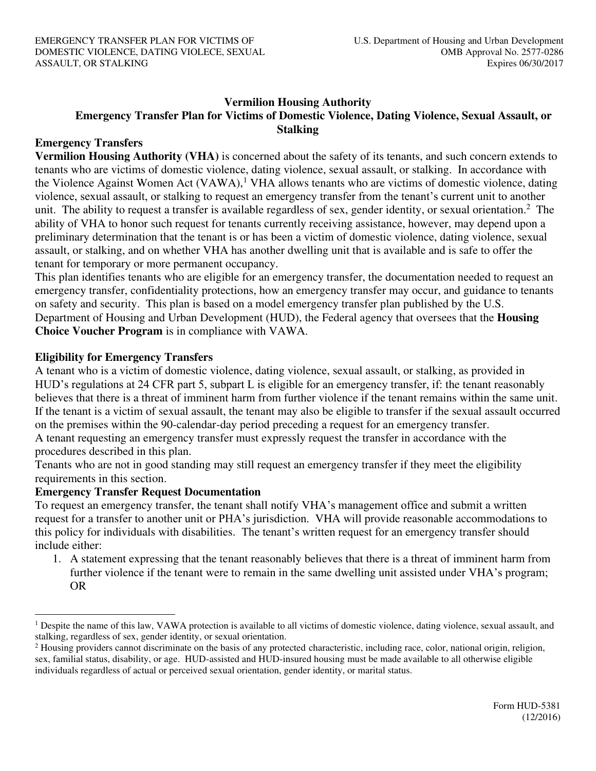# Vermilion Housing Authority
## Emergency Transfer Plan for Victims of Domestic Violence, Dating Violence, Sexual Assault, or Stalking

### Emergency Transfers

**Vermilion Housing Authority (VHA)** is concerned about the safety of its tenants, and such concern extends to tenants who are victims of domestic violence, dating violence, sexual assault, or stalking. In accordance with the Violence Against Women Act (VAWA),[1] VHA allows tenants who are victims of domestic violence, dating violence, sexual assault, or stalking to request an emergency transfer from the tenant's current unit to another unit. The ability to request a transfer is available regardless of sex, gender identity, or sexual orientation.[2] The ability of VHA to honor such request for tenants currently receiving assistance, however, may depend upon a preliminary determination that the tenant is or has been a victim of domestic violence, dating violence, sexual assault, or stalking, and on whether VHA has another dwelling unit that is available and is safe to offer the tenant for temporary or more permanent occupancy.

This plan identifies tenants who are eligible for an emergency transfer, the documentation needed to request an emergency transfer, confidentiality protections, how an emergency transfer may occur, and guidance to tenants on safety and security. This plan is based on a model emergency transfer plan published by the U.S. Department of Housing and Urban Development (HUD), the Federal agency that oversees that the **Housing Choice Voucher Program** is in compliance with VAWA.

### Eligibility for Emergency Transfers

A tenant who is a victim of domestic violence, dating violence, sexual assault, or stalking, as provided in HUD's regulations at 24 CFR part 5, subpart L is eligible for an emergency transfer, if: the tenant reasonably believes that there is a threat of imminent harm from further violence if the tenant remains within the same unit. If the tenant is a victim of sexual assault, the tenant may also be eligible to transfer if the sexual assault occurred on the premises within the 90-calendar-day period preceding a request for an emergency transfer.

A tenant requesting an emergency transfer must expressly request the transfer in accordance with the procedures described in this plan.

Tenants who are not in good standing may still request an emergency transfer if they meet the eligibility requirements in this section.

### Emergency Transfer Request Documentation

To request an emergency transfer, the tenant shall notify VHA's management office and submit a written request for a transfer to another unit or PHA's jurisdiction. VHA will provide reasonable accommodations to this policy for individuals with disabilities. The tenant's written request for an emergency transfer should include either:

1. A statement expressing that the tenant reasonably believes that there is a threat of imminent harm from further violence if the tenant were to remain in the same dwelling unit assisted under VHA's program; OR

---

[1] Despite the name of this law, VAWA protection is available to all victims of domestic violence, dating violence, sexual assault, and stalking, regardless of sex, gender identity, or sexual orientation.

[2] Housing providers cannot discriminate on the basis of any protected characteristic, including race, color, national origin, religion, sex, familial status, disability, or age. HUD-assisted and HUD-insured housing must be made available to all otherwise eligible individuals regardless of actual or perceived sexual orientation, gender identity, or marital status.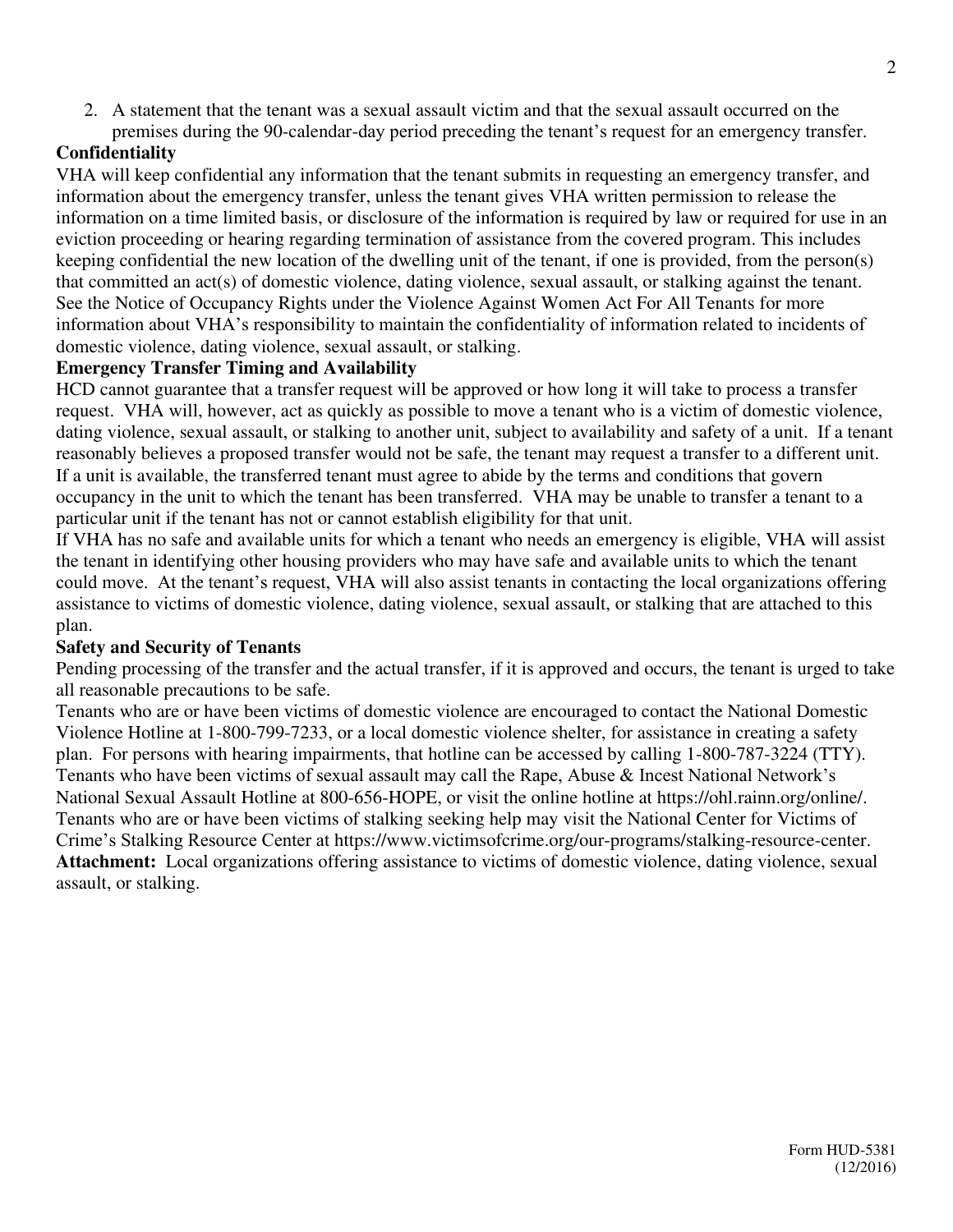2. A statement that the tenant was a sexual assault victim and that the sexual assault occurred on the premises during the 90-calendar-day period preceding the tenant's request for an emergency transfer.

**Confidentiality**

VHA will keep confidential any information that the tenant submits in requesting an emergency transfer, and information about the emergency transfer, unless the tenant gives VHA written permission to release the information on a time limited basis, or disclosure of the information is required by law or required for use in an eviction proceeding or hearing regarding termination of assistance from the covered program. This includes keeping confidential the new location of the dwelling unit of the tenant, if one is provided, from the person(s) that committed an act(s) of domestic violence, dating violence, sexual assault, or stalking against the tenant. See the Notice of Occupancy Rights under the Violence Against Women Act For All Tenants for more information about VHA's responsibility to maintain the confidentiality of information related to incidents of domestic violence, dating violence, sexual assault, or stalking.

**Emergency Transfer Timing and Availability**

HCD cannot guarantee that a transfer request will be approved or how long it will take to process a transfer request. VHA will, however, act as quickly as possible to move a tenant who is a victim of domestic violence, dating violence, sexual assault, or stalking to another unit, subject to availability and safety of a unit. If a tenant reasonably believes a proposed transfer would not be safe, the tenant may request a transfer to a different unit. If a unit is available, the transferred tenant must agree to abide by the terms and conditions that govern occupancy in the unit to which the tenant has been transferred. VHA may be unable to transfer a tenant to a particular unit if the tenant has not or cannot establish eligibility for that unit.

If VHA has no safe and available units for which a tenant who needs an emergency is eligible, VHA will assist the tenant in identifying other housing providers who may have safe and available units to which the tenant could move. At the tenant's request, VHA will also assist tenants in contacting the local organizations offering assistance to victims of domestic violence, dating violence, sexual assault, or stalking that are attached to this plan.

**Safety and Security of Tenants**

Pending processing of the transfer and the actual transfer, if it is approved and occurs, the tenant is urged to take all reasonable precautions to be safe.

Tenants who are or have been victims of domestic violence are encouraged to contact the National Domestic Violence Hotline at 1-800-799-7233, or a local domestic violence shelter, for assistance in creating a safety plan. For persons with hearing impairments, that hotline can be accessed by calling 1-800-787-3224 (TTY). Tenants who have been victims of sexual assault may call the Rape, Abuse & Incest National Network's National Sexual Assault Hotline at 800-656-HOPE, or visit the online hotline at https://ohl.rainn.org/online/. Tenants who are or have been victims of stalking seeking help may visit the National Center for Victims of Crime's Stalking Resource Center at https://www.victimsofcrime.org/our-programs/stalking-resource-center.

**Attachment:** Local organizations offering assistance to victims of domestic violence, dating violence, sexual assault, or stalking.

Form HUD-5381
(12/2016)